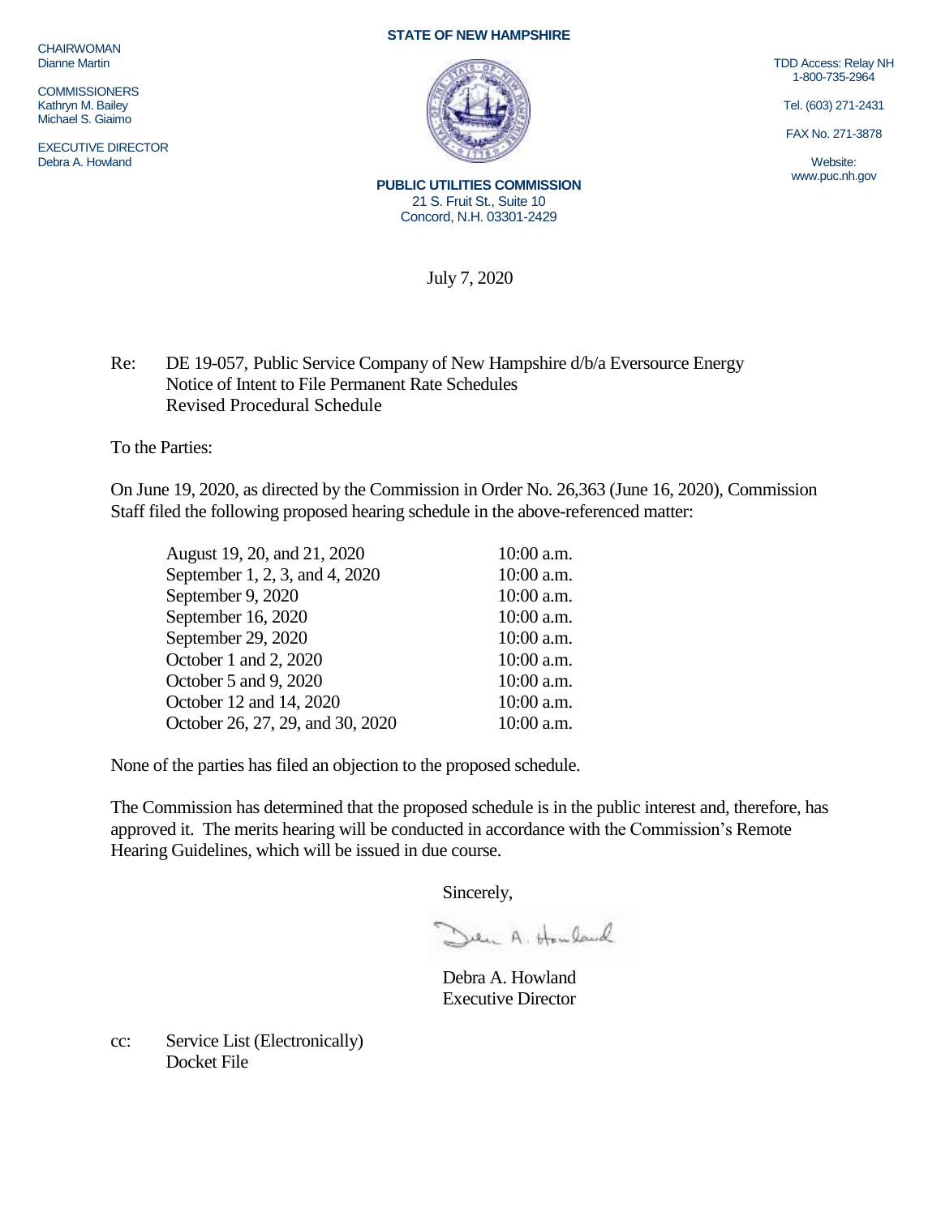CHAIRWOMAN
Dianne Martin

COMMISSIONERS
Kathryn M. Bailey
Michael S. Giaimo

EXECUTIVE DIRECTOR
Debra A. Howland

**STATE OF NEW HAMPSHIRE**

**PUBLIC UTILITIES COMMISSION**
21 S. Fruit St., Suite 10
Concord, N.H. 03301-2429

TDD Access: Relay NH
1-800-735-2964

Tel. (603) 271-2431

FAX No. 271-3878

Website:
www.puc.nh.gov

July 7, 2020

Re: DE 19-057, Public Service Company of New Hampshire d/b/a Eversource Energy
Notice of Intent to File Permanent Rate Schedules
Revised Procedural Schedule

To the Parties:

On June 19, 2020, as directed by the Commission in Order No. 26,363 (June 16, 2020), Commission Staff filed the following proposed hearing schedule in the above-referenced matter:

| | |
|---|---|
| August 19, 20, and 21, 2020 | 10:00 a.m. |
| September 1, 2, 3, and 4, 2020 | 10:00 a.m. |
| September 9, 2020 | 10:00 a.m. |
| September 16, 2020 | 10:00 a.m. |
| September 29, 2020 | 10:00 a.m. |
| October 1 and 2, 2020 | 10:00 a.m. |
| October 5 and 9, 2020 | 10:00 a.m. |
| October 12 and 14, 2020 | 10:00 a.m. |
| October 26, 27, 29, and 30, 2020 | 10:00 a.m. |

None of the parties has filed an objection to the proposed schedule.

The Commission has determined that the proposed schedule is in the public interest and, therefore, has approved it. The merits hearing will be conducted in accordance with the Commission's Remote Hearing Guidelines, which will be issued in due course.

Sincerely,

Debra A. Howland
Executive Director

cc: Service List (Electronically)
Docket File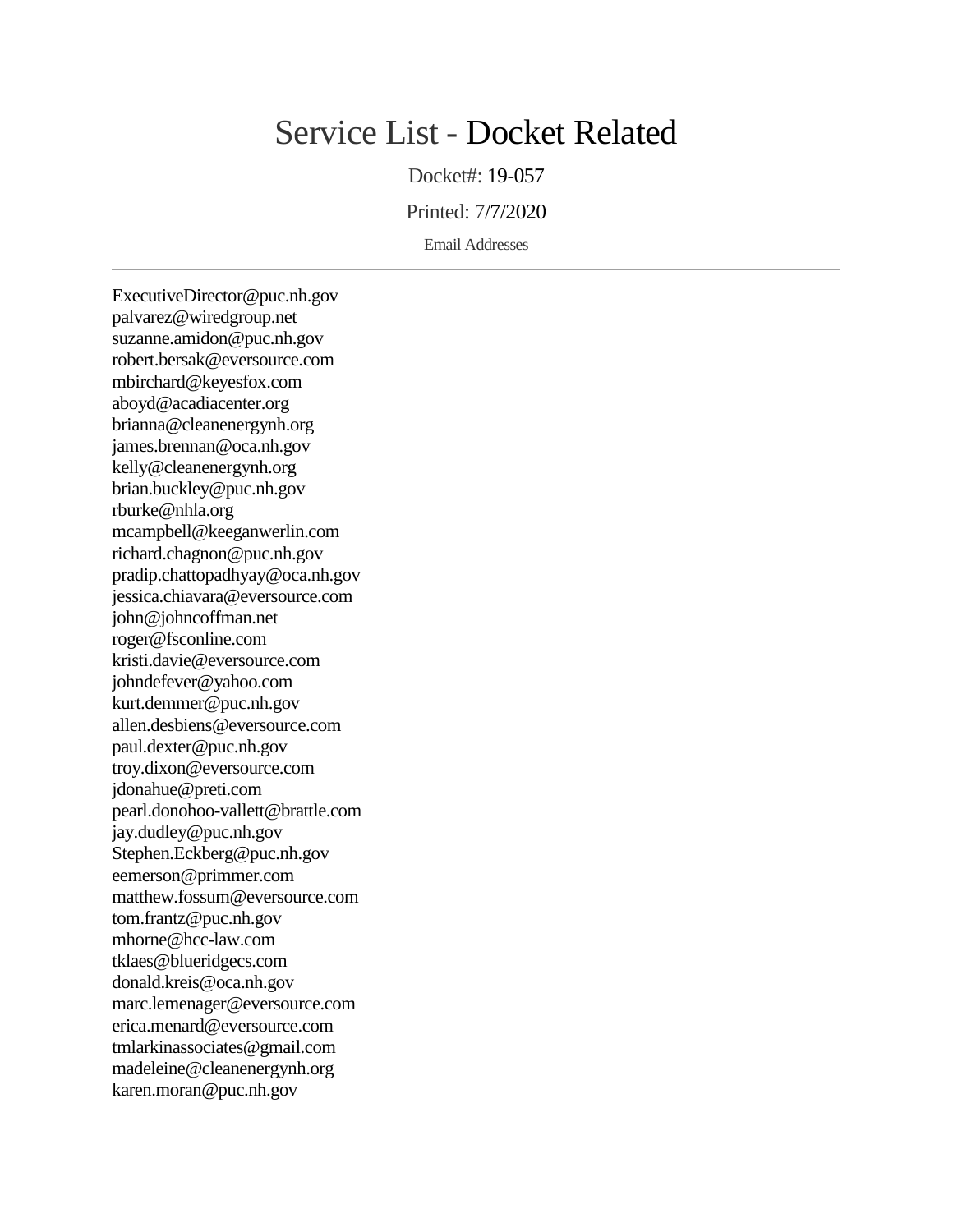# Service List - Docket Related

Docket#: 19-057

Printed: 7/7/2020

Email Addresses

---

ExecutiveDirector@puc.nh.gov
palvarez@wiredgroup.net
suzanne.amidon@puc.nh.gov
robert.bersak@eversource.com
mbirchard@keyesfox.com
aboyd@acadiacenter.org
brianna@cleanenergynh.org
james.brennan@oca.nh.gov
kelly@cleanenergynh.org
brian.buckley@puc.nh.gov
rburke@nhla.org
mcampbell@keeganwerlin.com
richard.chagnon@puc.nh.gov
pradip.chattopadhyay@oca.nh.gov
jessica.chiavara@eversource.com
john@johncoffman.net
roger@fsconline.com
kristi.davie@eversource.com
johndefever@yahoo.com
kurt.demmer@puc.nh.gov
allen.desbiens@eversource.com
paul.dexter@puc.nh.gov
troy.dixon@eversource.com
jdonahue@preti.com
pearl.donohoo-vallett@brattle.com
jay.dudley@puc.nh.gov
Stephen.Eckberg@puc.nh.gov
eemerson@primmer.com
matthew.fossum@eversource.com
tom.frantz@puc.nh.gov
mhorne@hcc-law.com
tklaes@blueridgecs.com
donald.kreis@oca.nh.gov
marc.lemenager@eversource.com
erica.menard@eversource.com
tmlarkinassociates@gmail.com
madeleine@cleanenergynh.org
karen.moran@puc.nh.gov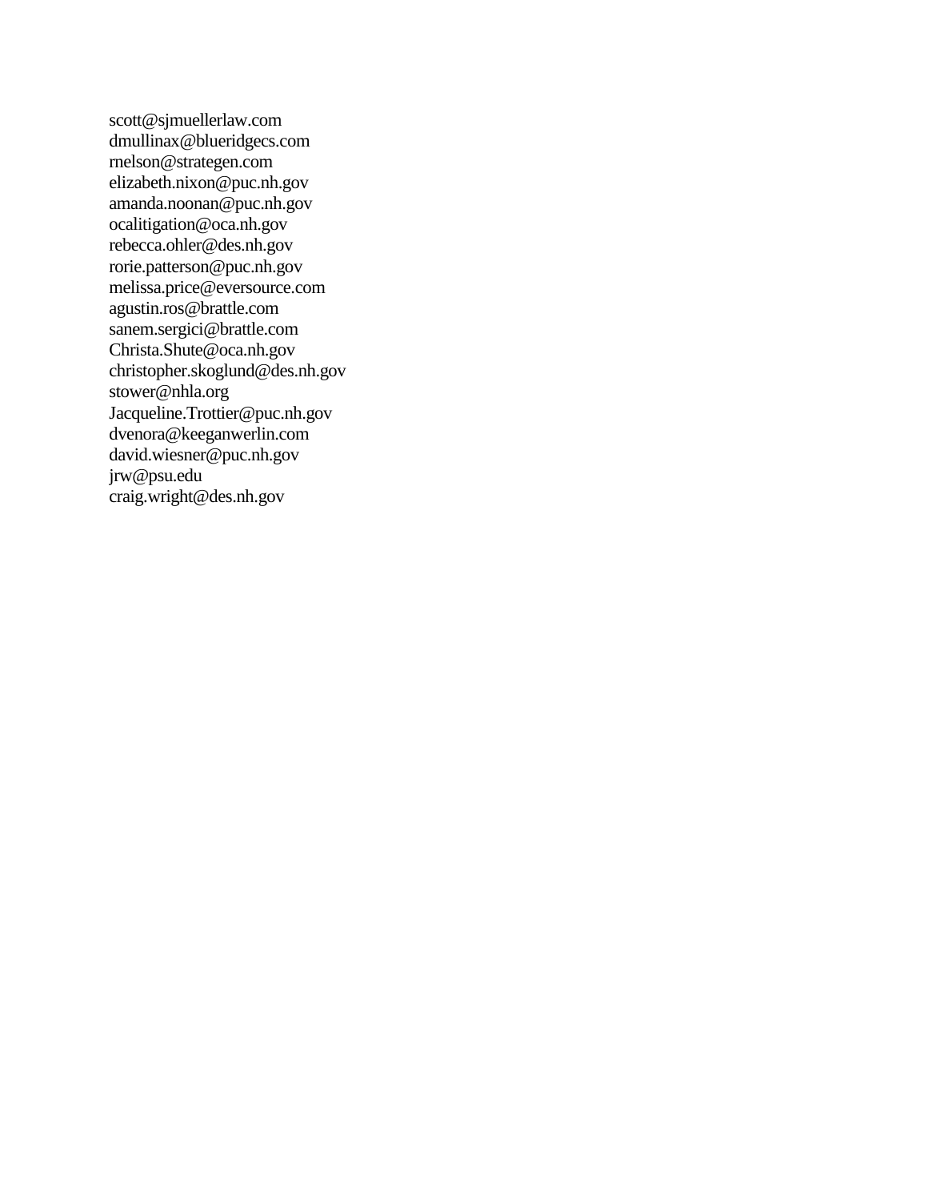scott@sjmuellerlaw.com
dmullinax@blueridgecs.com
rnelson@strategen.com
elizabeth.nixon@puc.nh.gov
amanda.noonan@puc.nh.gov
ocalitigation@oca.nh.gov
rebecca.ohler@des.nh.gov
rorie.patterson@puc.nh.gov
melissa.price@eversource.com
agustin.ros@brattle.com
sanem.sergici@brattle.com
Christa.Shute@oca.nh.gov
christopher.skoglund@des.nh.gov
stower@nhla.org
Jacqueline.Trottier@puc.nh.gov
dvenora@keeganwerlin.com
david.wiesner@puc.nh.gov
jrw@psu.edu
craig.wright@des.nh.gov